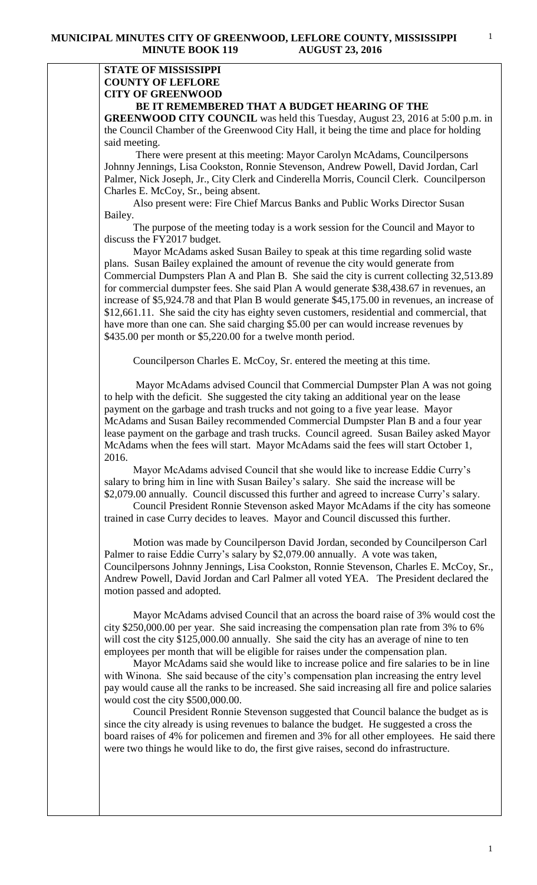**STATE OF MISSISSIPPI**
**COUNTY OF LEFLORE**
**CITY OF GREENWOOD**

**BE IT REMEMBERED THAT A BUDGET HEARING OF THE GREENWOOD CITY COUNCIL** was held this Tuesday, August 23, 2016 at 5:00 p.m. in the Council Chamber of the Greenwood City Hall, it being the time and place for holding said meeting.

There were present at this meeting: Mayor Carolyn McAdams, Councilpersons Johnny Jennings, Lisa Cookston, Ronnie Stevenson, Andrew Powell, David Jordan, Carl Palmer, Nick Joseph, Jr., City Clerk and Cinderella Morris, Council Clerk. Councilperson Charles E. McCoy, Sr., being absent.

Also present were: Fire Chief Marcus Banks and Public Works Director Susan Bailey.

The purpose of the meeting today is a work session for the Council and Mayor to discuss the FY2017 budget.

Mayor McAdams asked Susan Bailey to speak at this time regarding solid waste plans. Susan Bailey explained the amount of revenue the city would generate from Commercial Dumpsters Plan A and Plan B. She said the city is current collecting 32,513.89 for commercial dumpster fees. She said Plan A would generate $38,438.67 in revenues, an increase of $5,924.78 and that Plan B would generate $45,175.00 in revenues, an increase of $12,661.11. She said the city has eighty seven customers, residential and commercial, that have more than one can. She said charging $5.00 per can would increase revenues by $435.00 per month or $5,220.00 for a twelve month period.

Councilperson Charles E. McCoy, Sr. entered the meeting at this time.

Mayor McAdams advised Council that Commercial Dumpster Plan A was not going to help with the deficit. She suggested the city taking an additional year on the lease payment on the garbage and trash trucks and not going to a five year lease. Mayor McAdams and Susan Bailey recommended Commercial Dumpster Plan B and a four year lease payment on the garbage and trash trucks. Council agreed. Susan Bailey asked Mayor McAdams when the fees will start. Mayor McAdams said the fees will start October 1, 2016.

Mayor McAdams advised Council that she would like to increase Eddie Curry's salary to bring him in line with Susan Bailey's salary. She said the increase will be $2,079.00 annually. Council discussed this further and agreed to increase Curry's salary.

Council President Ronnie Stevenson asked Mayor McAdams if the city has someone trained in case Curry decides to leaves. Mayor and Council discussed this further.

Motion was made by Councilperson David Jordan, seconded by Councilperson Carl Palmer to raise Eddie Curry's salary by $2,079.00 annually. A vote was taken, Councilpersons Johnny Jennings, Lisa Cookston, Ronnie Stevenson, Charles E. McCoy, Sr., Andrew Powell, David Jordan and Carl Palmer all voted YEA. The President declared the motion passed and adopted.

Mayor McAdams advised Council that an across the board raise of 3% would cost the city $250,000.00 per year. She said increasing the compensation plan rate from 3% to 6% will cost the city $125,000.00 annually. She said the city has an average of nine to ten employees per month that will be eligible for raises under the compensation plan.

Mayor McAdams said she would like to increase police and fire salaries to be in line with Winona. She said because of the city's compensation plan increasing the entry level pay would cause all the ranks to be increased. She said increasing all fire and police salaries would cost the city $500,000.00.

Council President Ronnie Stevenson suggested that Council balance the budget as is since the city already is using revenues to balance the budget. He suggested a cross the board raises of 4% for policemen and firemen and 3% for all other employees. He said there were two things he would like to do, the first give raises, second do infrastructure.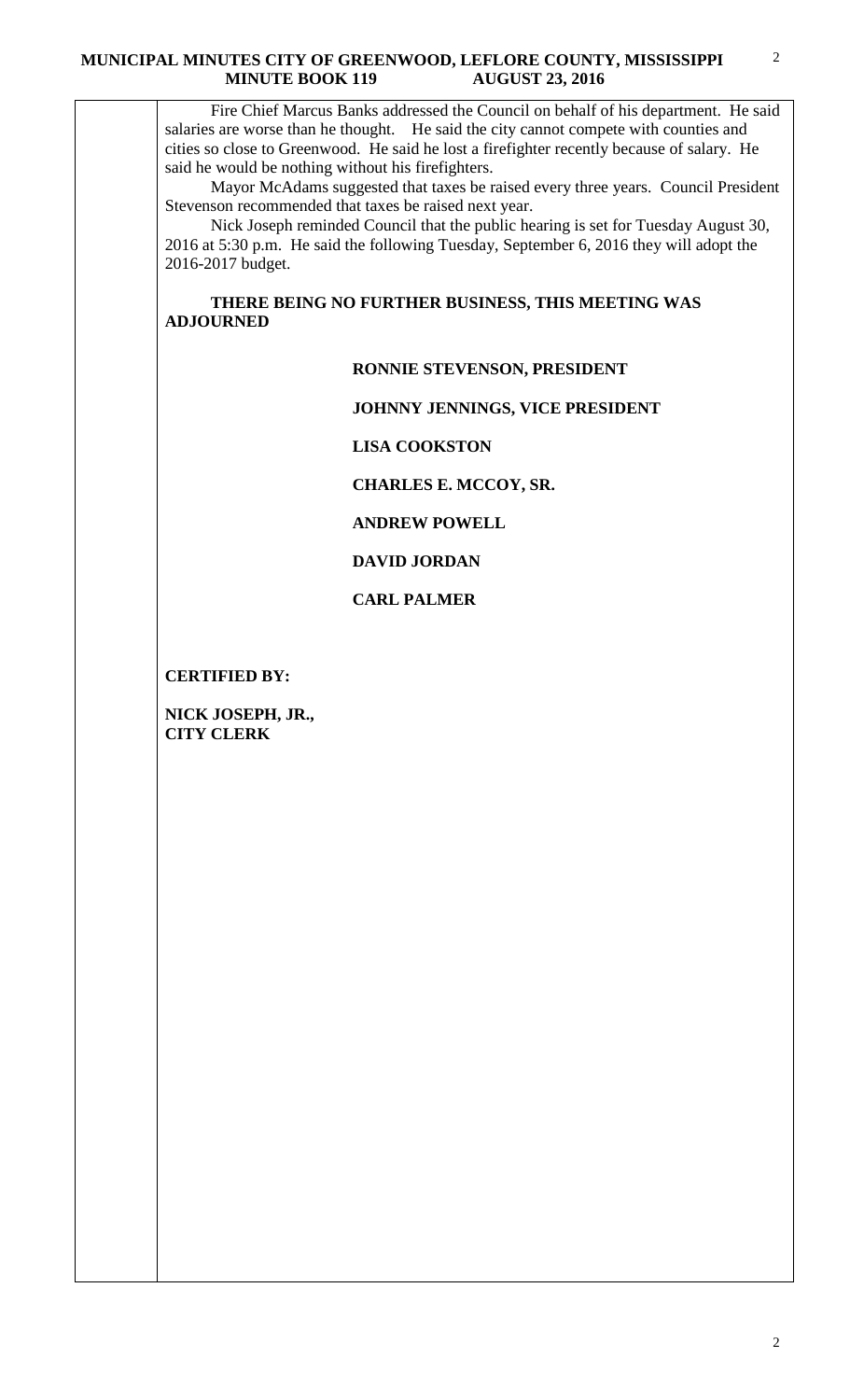Fire Chief Marcus Banks addressed the Council on behalf of his department. He said salaries are worse than he thought. He said the city cannot compete with counties and cities so close to Greenwood. He said he lost a firefighter recently because of salary. He said he would be nothing without his firefighters.

Mayor McAdams suggested that taxes be raised every three years. Council President Stevenson recommended that taxes be raised next year.

Nick Joseph reminded Council that the public hearing is set for Tuesday August 30, 2016 at 5:30 p.m. He said the following Tuesday, September 6, 2016 they will adopt the 2016-2017 budget.

**THERE BEING NO FURTHER BUSINESS, THIS MEETING WAS ADJOURNED**

**RONNIE STEVENSON, PRESIDENT**

**JOHNNY JENNINGS, VICE PRESIDENT**

**LISA COOKSTON**

**CHARLES E. MCCOY, SR.**

**ANDREW POWELL**

**DAVID JORDAN**

**CARL PALMER**

**CERTIFIED BY:**

**NICK JOSEPH, JR.,**
**CITY CLERK**